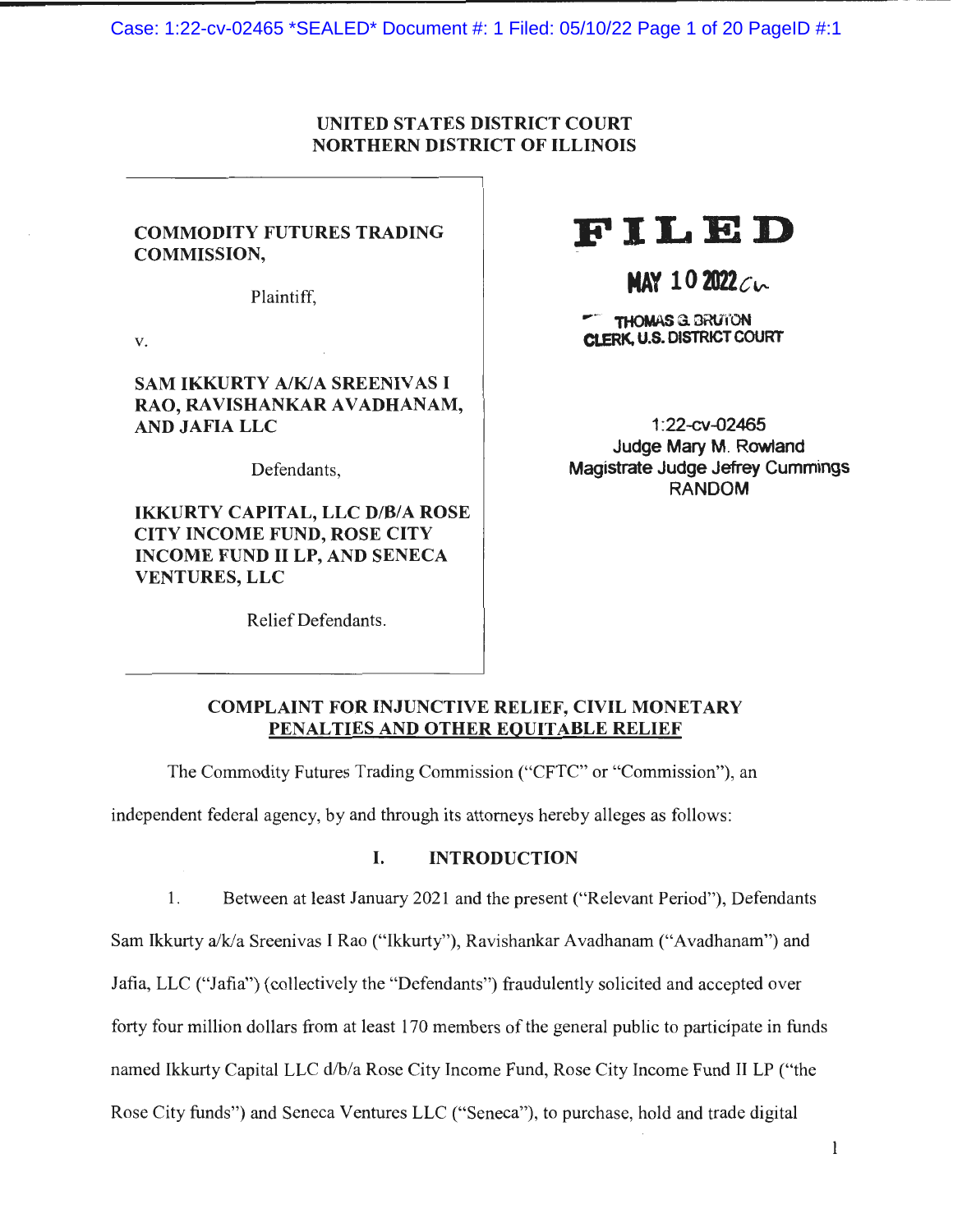UNITED STATES DISTRICT COURT
NORTHERN DISTRICT OF ILLINOIS

**COMMODITY FUTURES TRADING COMMISSION,**

Plaintiff,

v.

**SAM IKKURTY A/K/A SREENIVAS I RAO, RAVISHANKAR AVADHANAM, AND JAFIA LLC**

Defendants,

**IKKURTY CAPITAL, LLC D/B/A ROSE CITY INCOME FUND, ROSE CITY INCOME FUND II LP, AND SENECA VENTURES, LLC**

Relief Defendants.

**FILED**

MAY 10 2022 CW

THOMAS G. BRUTON
CLERK, U.S. DISTRICT COURT

1:22-cv-02465
Judge Mary M. Rowland
Magistrate Judge Jefrey Cummings
RANDOM

## COMPLAINT FOR INJUNCTIVE RELIEF, CIVIL MONETARY PENALTIES AND OTHER EQUITABLE RELIEF

The Commodity Futures Trading Commission ("CFTC" or "Commission"), an independent federal agency, by and through its attorneys hereby alleges as follows:

### I. INTRODUCTION

1. Between at least January 2021 and the present ("Relevant Period"), Defendants Sam Ikkurty a/k/a Sreenivas I Rao ("Ikkurty"), Ravishankar Avadhanam ("Avadhanam") and Jafia, LLC ("Jafia") (collectively the "Defendants") fraudulently solicited and accepted over forty four million dollars from at least 170 members of the general public to participate in funds named Ikkurty Capital LLC d/b/a Rose City Income Fund, Rose City Income Fund II LP ("the Rose City funds") and Seneca Ventures LLC ("Seneca"), to purchase, hold and trade digital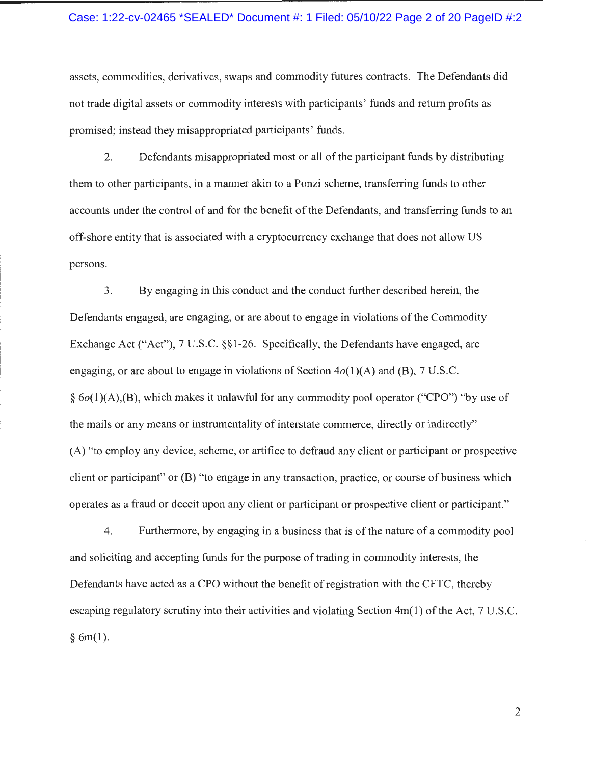assets, commodities, derivatives, swaps and commodity futures contracts. The Defendants did not trade digital assets or commodity interests with participants' funds and return profits as promised; instead they misappropriated participants' funds.

2. Defendants misappropriated most or all of the participant funds by distributing them to other participants, in a manner akin to a Ponzi scheme, transferring funds to other accounts under the control of and for the benefit of the Defendants, and transferring funds to an off-shore entity that is associated with a cryptocurrency exchange that does not allow US persons.

3. By engaging in this conduct and the conduct further described herein, the Defendants engaged, are engaging, or are about to engage in violations of the Commodity Exchange Act ("Act"), 7 U.S.C. §§1-26. Specifically, the Defendants have engaged, are engaging, or are about to engage in violations of Section 4*o*(1)(A) and (B), 7 U.S.C. § 6*o*(1)(A),(B), which makes it unlawful for any commodity pool operator ("CPO") "by use of the mails or any means or instrumentality of interstate commerce, directly or indirectly"— (A) "to employ any device, scheme, or artifice to defraud any client or participant or prospective client or participant" or (B) "to engage in any transaction, practice, or course of business which operates as a fraud or deceit upon any client or participant or prospective client or participant."

4. Furthermore, by engaging in a business that is of the nature of a commodity pool and soliciting and accepting funds for the purpose of trading in commodity interests, the Defendants have acted as a CPO without the benefit of registration with the CFTC, thereby escaping regulatory scrutiny into their activities and violating Section 4m(1) of the Act, 7 U.S.C. § 6m(1).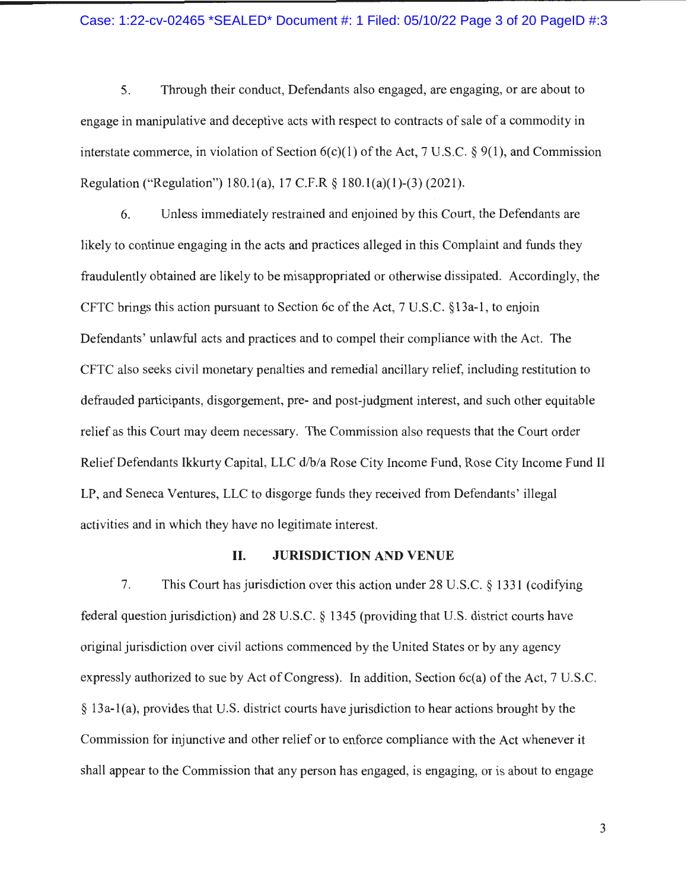5. Through their conduct, Defendants also engaged, are engaging, or are about to engage in manipulative and deceptive acts with respect to contracts of sale of a commodity in interstate commerce, in violation of Section 6(c)(1) of the Act, 7 U.S.C. § 9(1), and Commission Regulation ("Regulation") 180.1(a), 17 C.F.R § 180.1(a)(1)-(3) (2021).

6. Unless immediately restrained and enjoined by this Court, the Defendants are likely to continue engaging in the acts and practices alleged in this Complaint and funds they fraudulently obtained are likely to be misappropriated or otherwise dissipated. Accordingly, the CFTC brings this action pursuant to Section 6c of the Act, 7 U.S.C. §13a-1, to enjoin Defendants' unlawful acts and practices and to compel their compliance with the Act. The CFTC also seeks civil monetary penalties and remedial ancillary relief, including restitution to defrauded participants, disgorgement, pre- and post-judgment interest, and such other equitable relief as this Court may deem necessary. The Commission also requests that the Court order Relief Defendants Ikkurty Capital, LLC d/b/a Rose City Income Fund, Rose City Income Fund II LP, and Seneca Ventures, LLC to disgorge funds they received from Defendants' illegal activities and in which they have no legitimate interest.

## II. JURISDICTION AND VENUE

7. This Court has jurisdiction over this action under 28 U.S.C. § 1331 (codifying federal question jurisdiction) and 28 U.S.C. § 1345 (providing that U.S. district courts have original jurisdiction over civil actions commenced by the United States or by any agency expressly authorized to sue by Act of Congress). In addition, Section 6c(a) of the Act, 7 U.S.C. § 13a-1(a), provides that U.S. district courts have jurisdiction to hear actions brought by the Commission for injunctive and other relief or to enforce compliance with the Act whenever it shall appear to the Commission that any person has engaged, is engaging, or is about to engage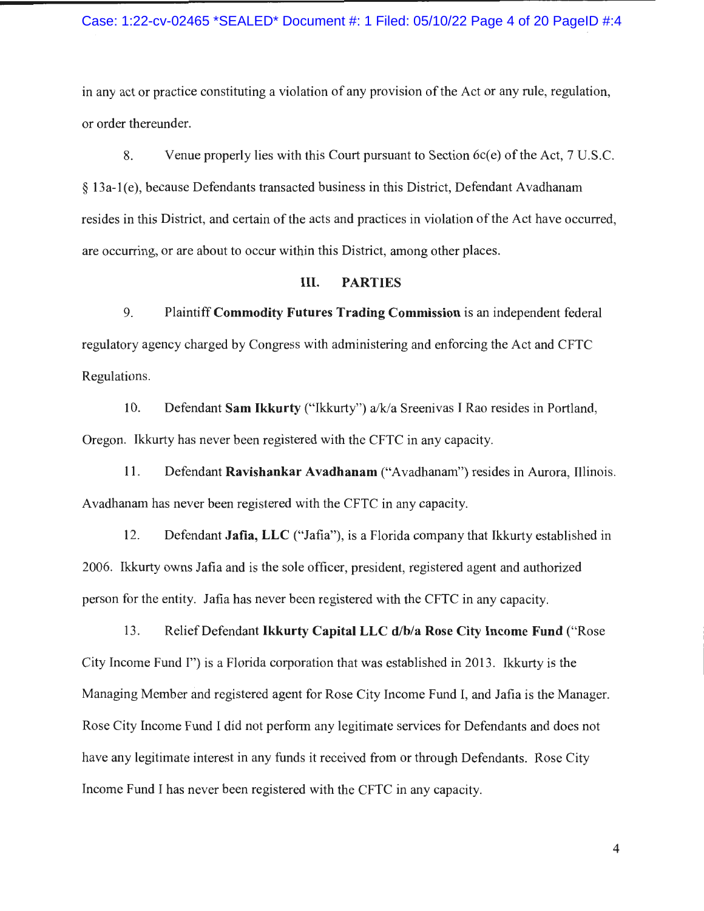in any act or practice constituting a violation of any provision of the Act or any rule, regulation, or order thereunder.

8. Venue properly lies with this Court pursuant to Section 6c(e) of the Act, 7 U.S.C. § 13a-1(e), because Defendants transacted business in this District, Defendant Avadhanam resides in this District, and certain of the acts and practices in violation of the Act have occurred, are occurring, or are about to occur within this District, among other places.

## III. PARTIES

9. Plaintiff **Commodity Futures Trading Commission** is an independent federal regulatory agency charged by Congress with administering and enforcing the Act and CFTC Regulations.

10. Defendant **Sam Ikkurty** ("Ikkurty") a/k/a Sreenivas I Rao resides in Portland, Oregon. Ikkurty has never been registered with the CFTC in any capacity.

11. Defendant **Ravishankar Avadhanam** ("Avadhanam") resides in Aurora, Illinois. Avadhanam has never been registered with the CFTC in any capacity.

12. Defendant **Jafia, LLC** ("Jafia"), is a Florida company that Ikkurty established in 2006. Ikkurty owns Jafia and is the sole officer, president, registered agent and authorized person for the entity. Jafia has never been registered with the CFTC in any capacity.

13. Relief Defendant **Ikkurty Capital LLC d/b/a Rose City Income Fund** ("Rose City Income Fund I") is a Florida corporation that was established in 2013. Ikkurty is the Managing Member and registered agent for Rose City Income Fund I, and Jafia is the Manager. Rose City Income Fund I did not perform any legitimate services for Defendants and does not have any legitimate interest in any funds it received from or through Defendants. Rose City Income Fund I has never been registered with the CFTC in any capacity.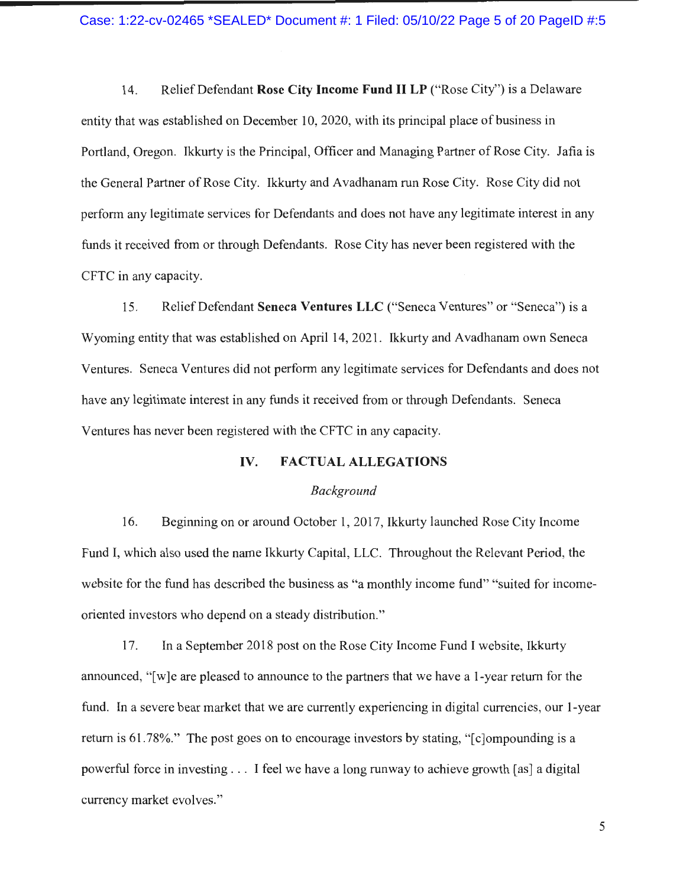14. Relief Defendant **Rose City Income Fund II LP** ("Rose City") is a Delaware entity that was established on December 10, 2020, with its principal place of business in Portland, Oregon. Ikkurty is the Principal, Officer and Managing Partner of Rose City. Jafia is the General Partner of Rose City. Ikkurty and Avadhanam run Rose City. Rose City did not perform any legitimate services for Defendants and does not have any legitimate interest in any funds it received from or through Defendants. Rose City has never been registered with the CFTC in any capacity.

15. Relief Defendant **Seneca Ventures LLC** ("Seneca Ventures" or "Seneca") is a Wyoming entity that was established on April 14, 2021. Ikkurty and Avadhanam own Seneca Ventures. Seneca Ventures did not perform any legitimate services for Defendants and does not have any legitimate interest in any funds it received from or through Defendants. Seneca Ventures has never been registered with the CFTC in any capacity.

## IV. FACTUAL ALLEGATIONS

### *Background*

16. Beginning on or around October 1, 2017, Ikkurty launched Rose City Income Fund I, which also used the name Ikkurty Capital, LLC. Throughout the Relevant Period, the website for the fund has described the business as "a monthly income fund" "suited for income-oriented investors who depend on a steady distribution."

17. In a September 2018 post on the Rose City Income Fund I website, Ikkurty announced, "[w]e are pleased to announce to the partners that we have a 1-year return for the fund. In a severe bear market that we are currently experiencing in digital currencies, our 1-year return is 61.78%." The post goes on to encourage investors by stating, "[c]ompounding is a powerful force in investing . . . I feel we have a long runway to achieve growth [as] a digital currency market evolves."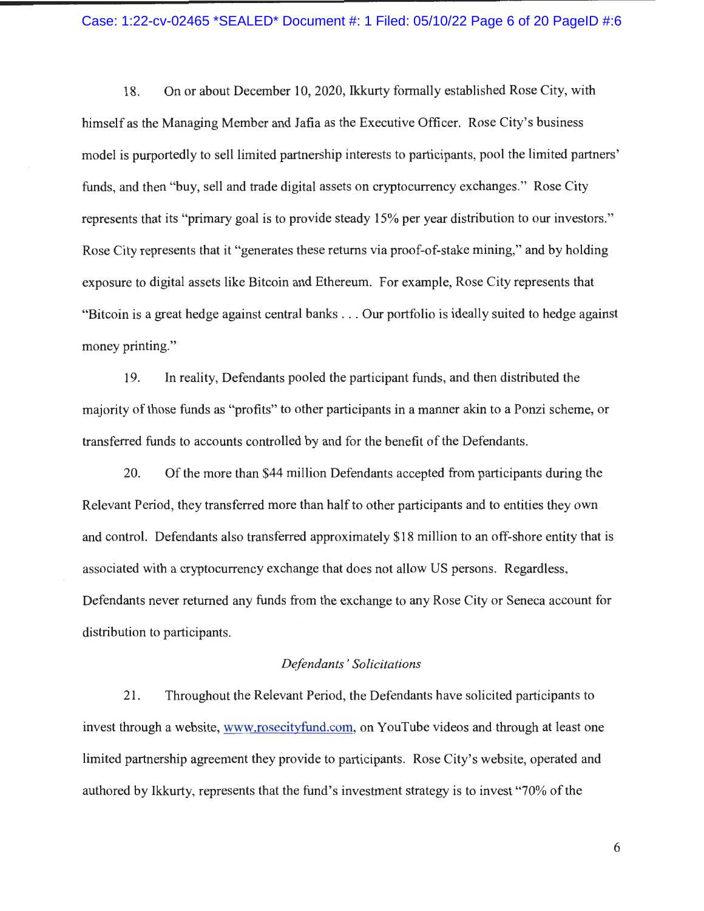18. On or about December 10, 2020, Ikkurty formally established Rose City, with himself as the Managing Member and Jafia as the Executive Officer. Rose City's business model is purportedly to sell limited partnership interests to participants, pool the limited partners' funds, and then "buy, sell and trade digital assets on cryptocurrency exchanges." Rose City represents that its "primary goal is to provide steady 15% per year distribution to our investors." Rose City represents that it "generates these returns via proof-of-stake mining," and by holding exposure to digital assets like Bitcoin and Ethereum. For example, Rose City represents that "Bitcoin is a great hedge against central banks . . . Our portfolio is ideally suited to hedge against money printing."

19. In reality, Defendants pooled the participant funds, and then distributed the majority of those funds as "profits" to other participants in a manner akin to a Ponzi scheme, or transferred funds to accounts controlled by and for the benefit of the Defendants.

20. Of the more than $44 million Defendants accepted from participants during the Relevant Period, they transferred more than half to other participants and to entities they own and control. Defendants also transferred approximately $18 million to an off-shore entity that is associated with a cryptocurrency exchange that does not allow US persons. Regardless, Defendants never returned any funds from the exchange to any Rose City or Seneca account for distribution to participants.

*Defendants' Solicitations*

21. Throughout the Relevant Period, the Defendants have solicited participants to invest through a website, www.rosecityfund.com, on YouTube videos and through at least one limited partnership agreement they provide to participants. Rose City's website, operated and authored by Ikkurty, represents that the fund's investment strategy is to invest "70% of the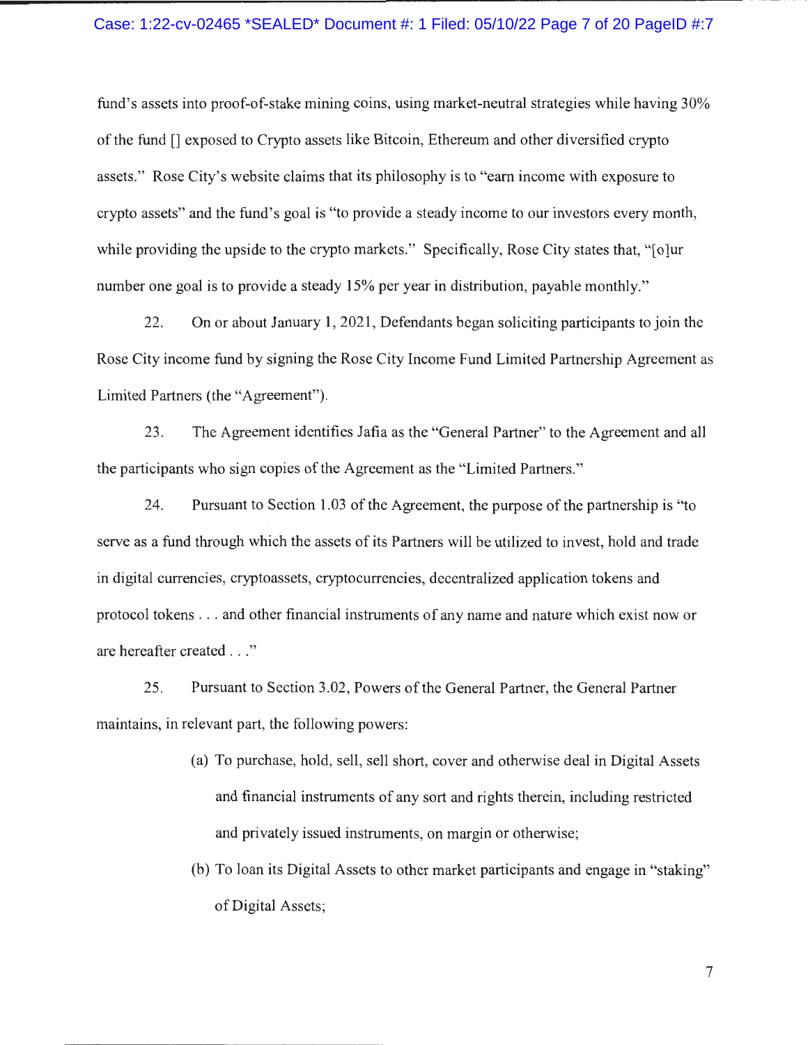fund's assets into proof-of-stake mining coins, using market-neutral strategies while having 30% of the fund [] exposed to Crypto assets like Bitcoin, Ethereum and other diversified crypto assets." Rose City's website claims that its philosophy is to "earn income with exposure to crypto assets" and the fund's goal is "to provide a steady income to our investors every month, while providing the upside to the crypto markets." Specifically, Rose City states that, "[o]ur number one goal is to provide a steady 15% per year in distribution, payable monthly."

22. On or about January 1, 2021, Defendants began soliciting participants to join the Rose City income fund by signing the Rose City Income Fund Limited Partnership Agreement as Limited Partners (the "Agreement").

23. The Agreement identifies Jafia as the "General Partner" to the Agreement and all the participants who sign copies of the Agreement as the "Limited Partners."

24. Pursuant to Section 1.03 of the Agreement, the purpose of the partnership is "to serve as a fund through which the assets of its Partners will be utilized to invest, hold and trade in digital currencies, cryptoassets, cryptocurrencies, decentralized application tokens and protocol tokens . . . and other financial instruments of any name and nature which exist now or are hereafter created . . ."

25. Pursuant to Section 3.02, Powers of the General Partner, the General Partner maintains, in relevant part, the following powers:

(a) To purchase, hold, sell, sell short, cover and otherwise deal in Digital Assets and financial instruments of any sort and rights therein, including restricted and privately issued instruments, on margin or otherwise;

(b) To loan its Digital Assets to other market participants and engage in "staking" of Digital Assets;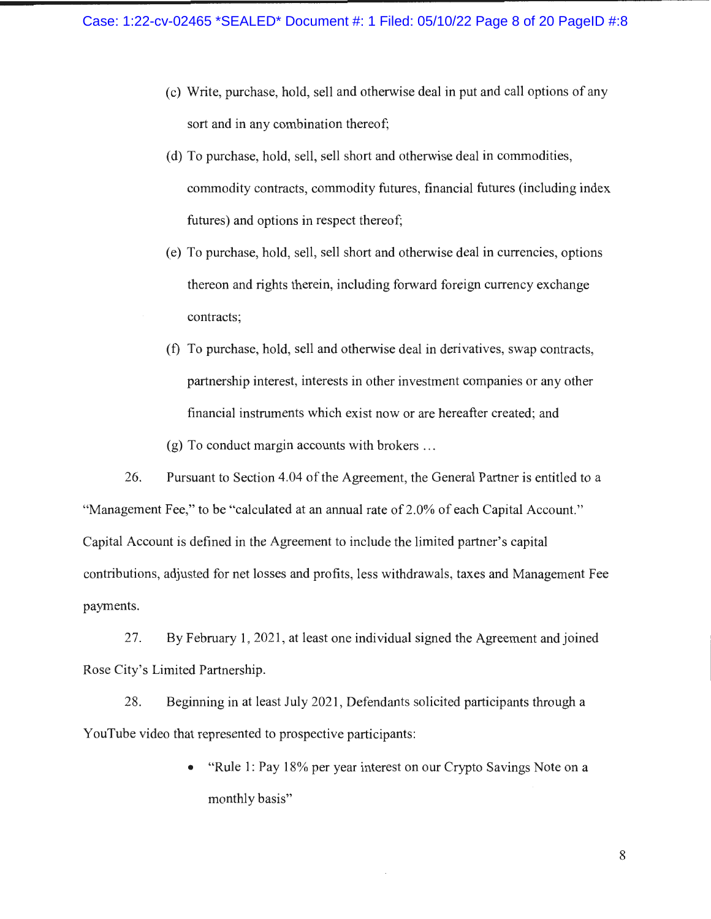(c) Write, purchase, hold, sell and otherwise deal in put and call options of any sort and in any combination thereof;

(d) To purchase, hold, sell, sell short and otherwise deal in commodities, commodity contracts, commodity futures, financial futures (including index futures) and options in respect thereof;

(e) To purchase, hold, sell, sell short and otherwise deal in currencies, options thereon and rights therein, including forward foreign currency exchange contracts;

(f) To purchase, hold, sell and otherwise deal in derivatives, swap contracts, partnership interest, interests in other investment companies or any other financial instruments which exist now or are hereafter created; and

(g) To conduct margin accounts with brokers …

26. Pursuant to Section 4.04 of the Agreement, the General Partner is entitled to a "Management Fee," to be "calculated at an annual rate of 2.0% of each Capital Account." Capital Account is defined in the Agreement to include the limited partner's capital contributions, adjusted for net losses and profits, less withdrawals, taxes and Management Fee payments.

27. By February 1, 2021, at least one individual signed the Agreement and joined Rose City's Limited Partnership.

28. Beginning in at least July 2021, Defendants solicited participants through a YouTube video that represented to prospective participants:

- "Rule 1: Pay 18% per year interest on our Crypto Savings Note on a monthly basis"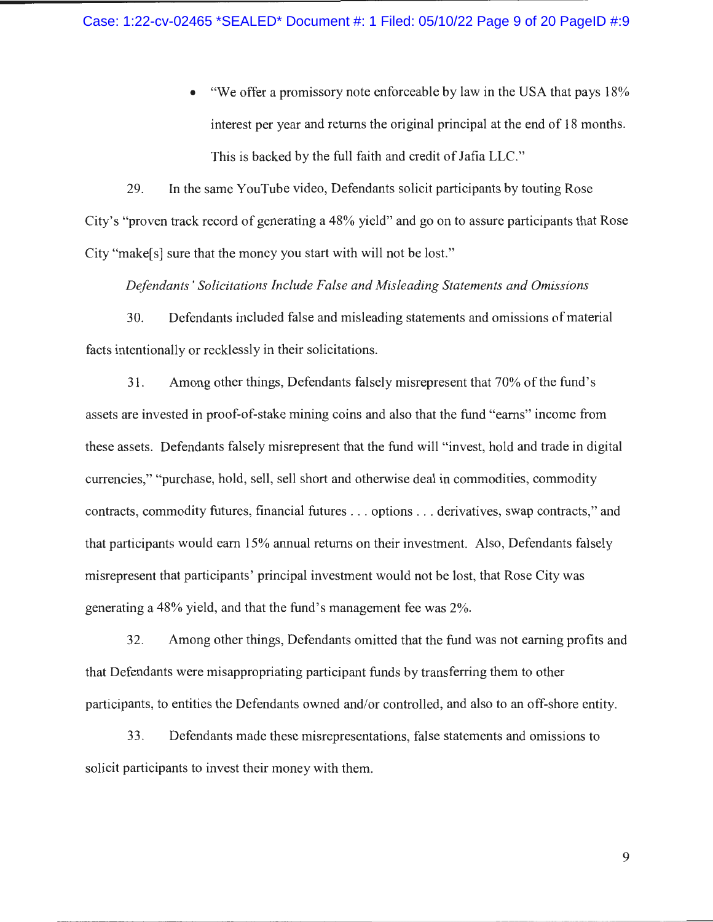- "We offer a promissory note enforceable by law in the USA that pays 18% interest per year and returns the original principal at the end of 18 months. This is backed by the full faith and credit of Jafia LLC."

29. In the same YouTube video, Defendants solicit participants by touting Rose City's "proven track record of generating a 48% yield" and go on to assure participants that Rose City "make[s] sure that the money you start with will not be lost."

*Defendants' Solicitations Include False and Misleading Statements and Omissions*

30. Defendants included false and misleading statements and omissions of material facts intentionally or recklessly in their solicitations.

31. Among other things, Defendants falsely misrepresent that 70% of the fund's assets are invested in proof-of-stake mining coins and also that the fund "earns" income from these assets. Defendants falsely misrepresent that the fund will "invest, hold and trade in digital currencies," "purchase, hold, sell, sell short and otherwise deal in commodities, commodity contracts, commodity futures, financial futures . . . options . . . derivatives, swap contracts," and that participants would earn 15% annual returns on their investment. Also, Defendants falsely misrepresent that participants' principal investment would not be lost, that Rose City was generating a 48% yield, and that the fund's management fee was 2%.

32. Among other things, Defendants omitted that the fund was not earning profits and that Defendants were misappropriating participant funds by transferring them to other participants, to entities the Defendants owned and/or controlled, and also to an off-shore entity.

33. Defendants made these misrepresentations, false statements and omissions to solicit participants to invest their money with them.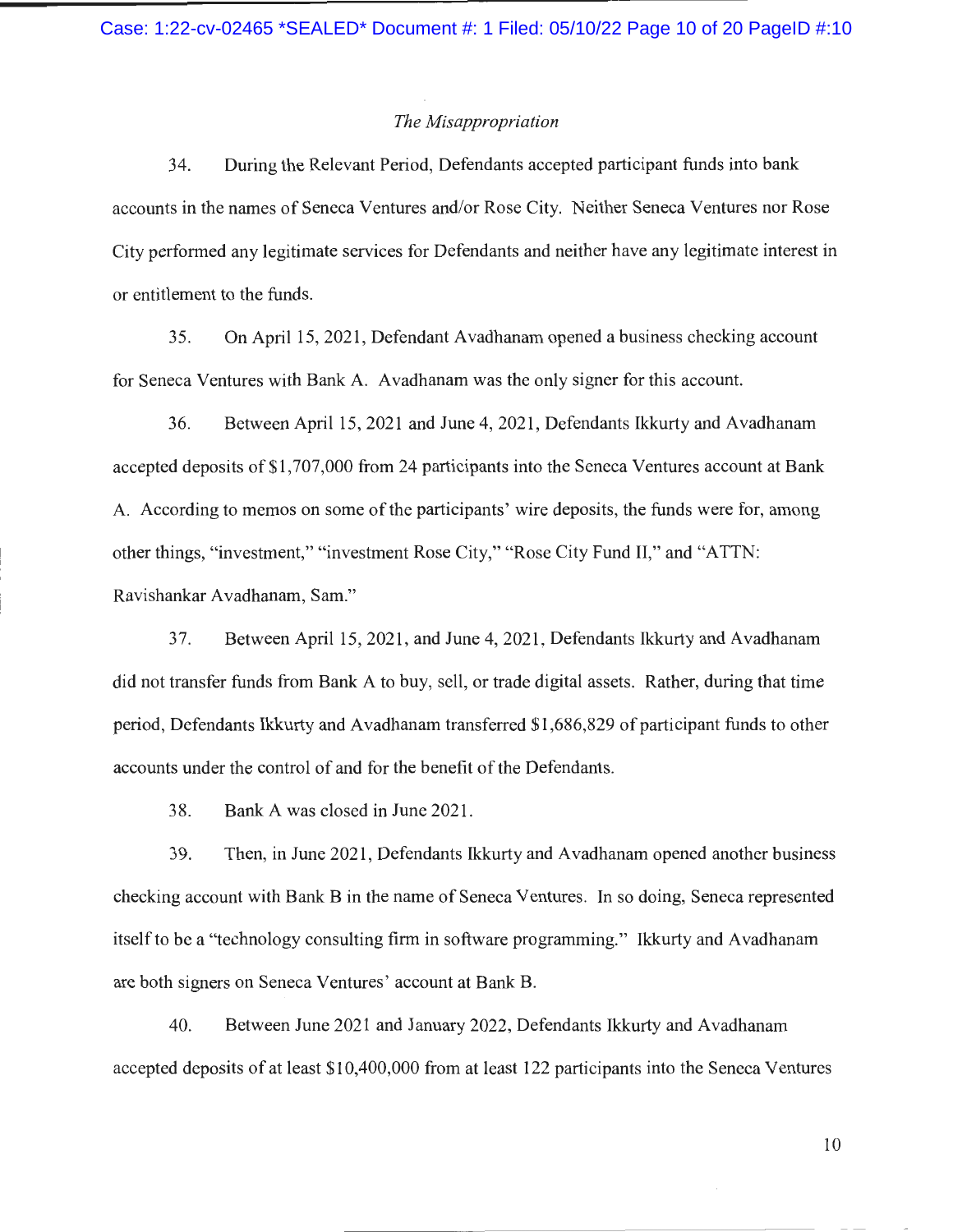*The Misappropriation*

34. During the Relevant Period, Defendants accepted participant funds into bank accounts in the names of Seneca Ventures and/or Rose City. Neither Seneca Ventures nor Rose City performed any legitimate services for Defendants and neither have any legitimate interest in or entitlement to the funds.

35. On April 15, 2021, Defendant Avadhanam opened a business checking account for Seneca Ventures with Bank A. Avadhanam was the only signer for this account.

36. Between April 15, 2021 and June 4, 2021, Defendants Ikkurty and Avadhanam accepted deposits of $1,707,000 from 24 participants into the Seneca Ventures account at Bank A. According to memos on some of the participants' wire deposits, the funds were for, among other things, "investment," "investment Rose City," "Rose City Fund II," and "ATTN: Ravishankar Avadhanam, Sam."

37. Between April 15, 2021, and June 4, 2021, Defendants Ikkurty and Avadhanam did not transfer funds from Bank A to buy, sell, or trade digital assets. Rather, during that time period, Defendants Ikkurty and Avadhanam transferred $1,686,829 of participant funds to other accounts under the control of and for the benefit of the Defendants.

38. Bank A was closed in June 2021.

39. Then, in June 2021, Defendants Ikkurty and Avadhanam opened another business checking account with Bank B in the name of Seneca Ventures. In so doing, Seneca represented itself to be a "technology consulting firm in software programming." Ikkurty and Avadhanam are both signers on Seneca Ventures' account at Bank B.

40. Between June 2021 and January 2022, Defendants Ikkurty and Avadhanam accepted deposits of at least $10,400,000 from at least 122 participants into the Seneca Ventures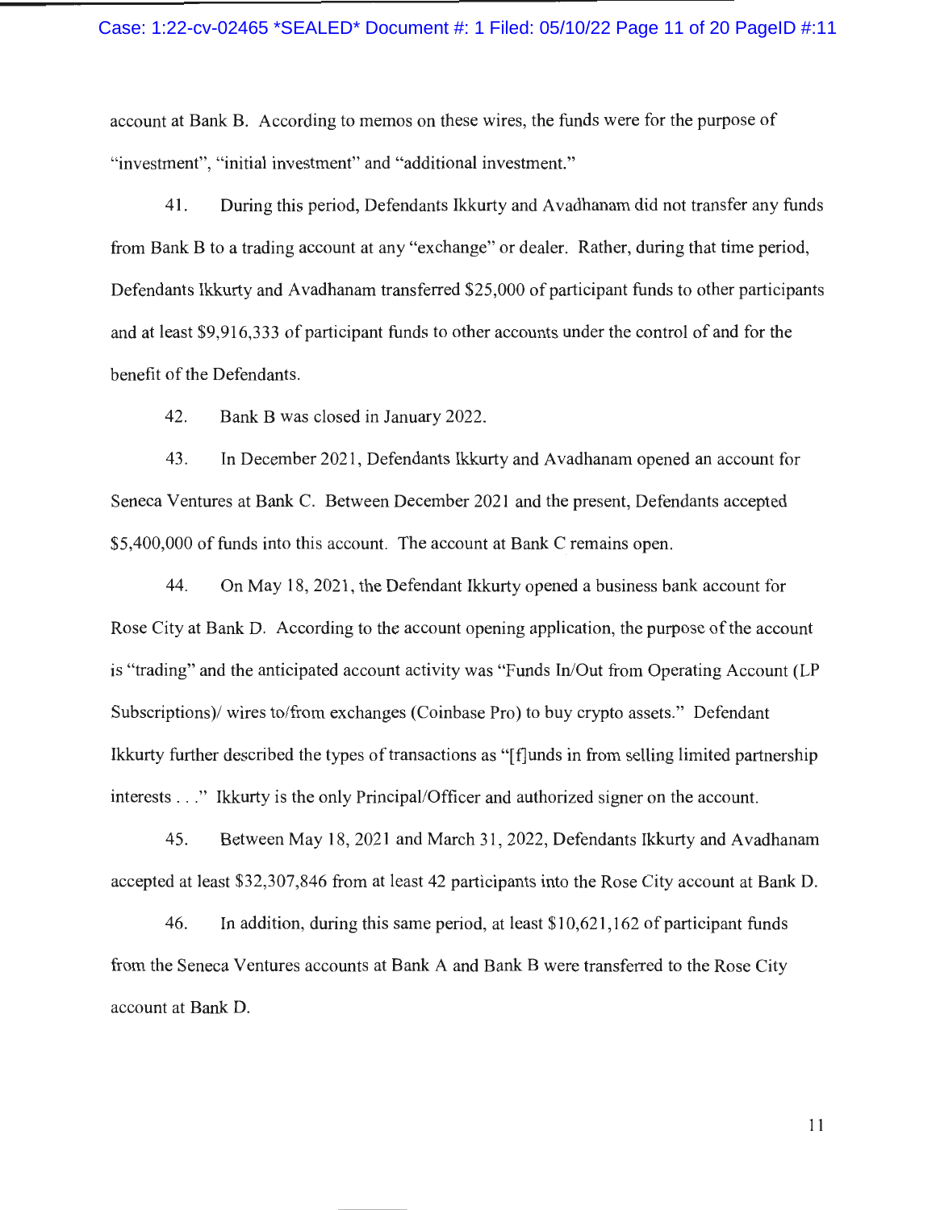account at Bank B. According to memos on these wires, the funds were for the purpose of "investment", "initial investment" and "additional investment."

41. During this period, Defendants Ikkurty and Avadhanam did not transfer any funds from Bank B to a trading account at any "exchange" or dealer. Rather, during that time period, Defendants Ikkurty and Avadhanam transferred $25,000 of participant funds to other participants and at least $9,916,333 of participant funds to other accounts under the control of and for the benefit of the Defendants.

42. Bank B was closed in January 2022.

43. In December 2021, Defendants Ikkurty and Avadhanam opened an account for Seneca Ventures at Bank C. Between December 2021 and the present, Defendants accepted $5,400,000 of funds into this account. The account at Bank C remains open.

44. On May 18, 2021, the Defendant Ikkurty opened a business bank account for Rose City at Bank D. According to the account opening application, the purpose of the account is "trading" and the anticipated account activity was "Funds In/Out from Operating Account (LP Subscriptions)/ wires to/from exchanges (Coinbase Pro) to buy crypto assets." Defendant Ikkurty further described the types of transactions as "[f]unds in from selling limited partnership interests . . ." Ikkurty is the only Principal/Officer and authorized signer on the account.

45. Between May 18, 2021 and March 31, 2022, Defendants Ikkurty and Avadhanam accepted at least $32,307,846 from at least 42 participants into the Rose City account at Bank D.

46. In addition, during this same period, at least $10,621,162 of participant funds from the Seneca Ventures accounts at Bank A and Bank B were transferred to the Rose City account at Bank D.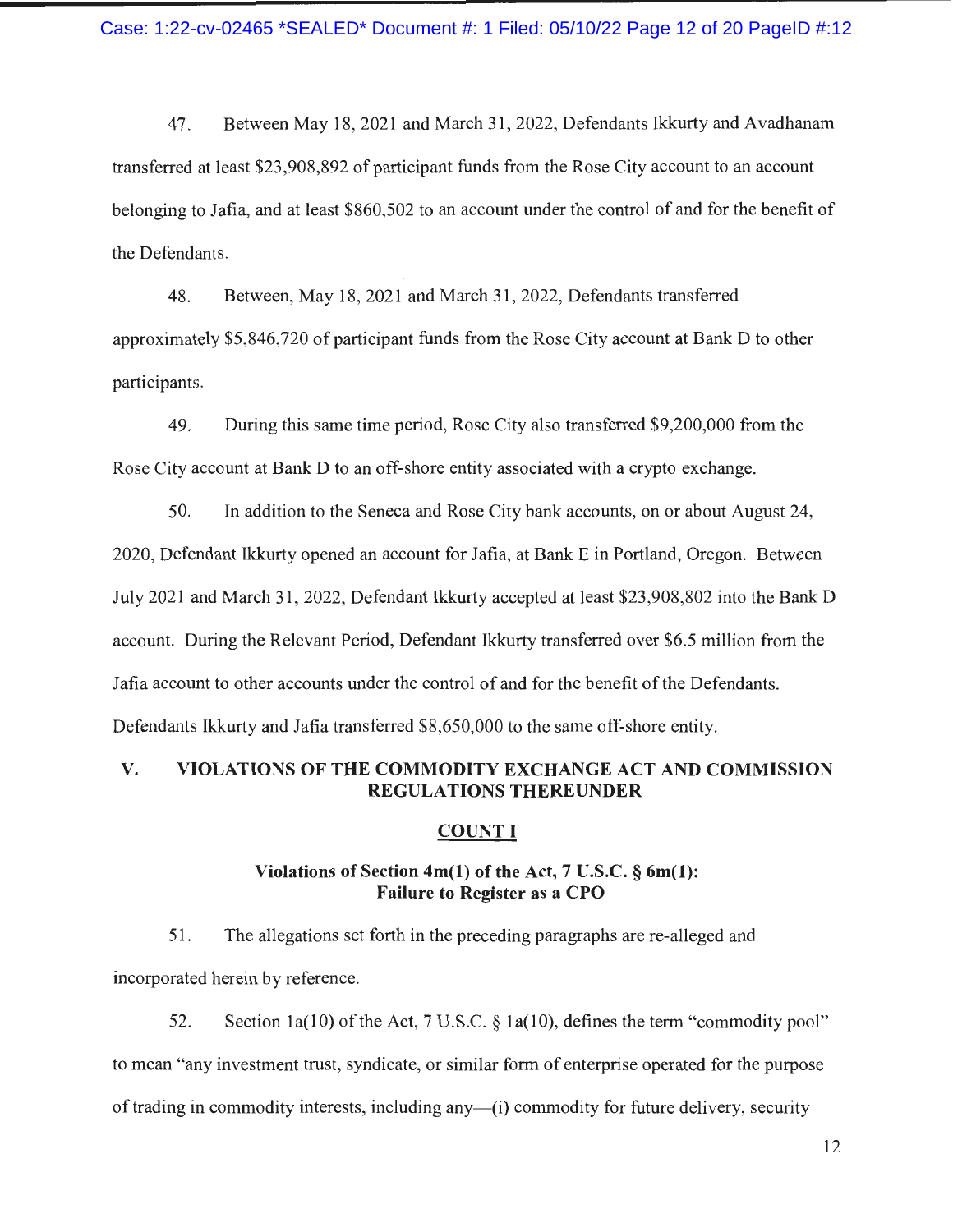47. Between May 18, 2021 and March 31, 2022, Defendants Ikkurty and Avadhanam transferred at least $23,908,892 of participant funds from the Rose City account to an account belonging to Jafia, and at least $860,502 to an account under the control of and for the benefit of the Defendants.

48. Between, May 18, 2021 and March 31, 2022, Defendants transferred approximately $5,846,720 of participant funds from the Rose City account at Bank D to other participants.

49. During this same time period, Rose City also transferred $9,200,000 from the Rose City account at Bank D to an off-shore entity associated with a crypto exchange.

50. In addition to the Seneca and Rose City bank accounts, on or about August 24, 2020, Defendant Ikkurty opened an account for Jafia, at Bank E in Portland, Oregon. Between July 2021 and March 31, 2022, Defendant Ikkurty accepted at least $23,908,802 into the Bank D account. During the Relevant Period, Defendant Ikkurty transferred over $6.5 million from the Jafia account to other accounts under the control of and for the benefit of the Defendants. Defendants Ikkurty and Jafia transferred $8,650,000 to the same off-shore entity.

## V. VIOLATIONS OF THE COMMODITY EXCHANGE ACT AND COMMISSION REGULATIONS THEREUNDER

### COUNT I

### Violations of Section 4m(1) of the Act, 7 U.S.C. § 6m(1): Failure to Register as a CPO

51. The allegations set forth in the preceding paragraphs are re-alleged and incorporated herein by reference.

52. Section 1a(10) of the Act, 7 U.S.C. § 1a(10), defines the term "commodity pool" to mean "any investment trust, syndicate, or similar form of enterprise operated for the purpose of trading in commodity interests, including any—(i) commodity for future delivery, security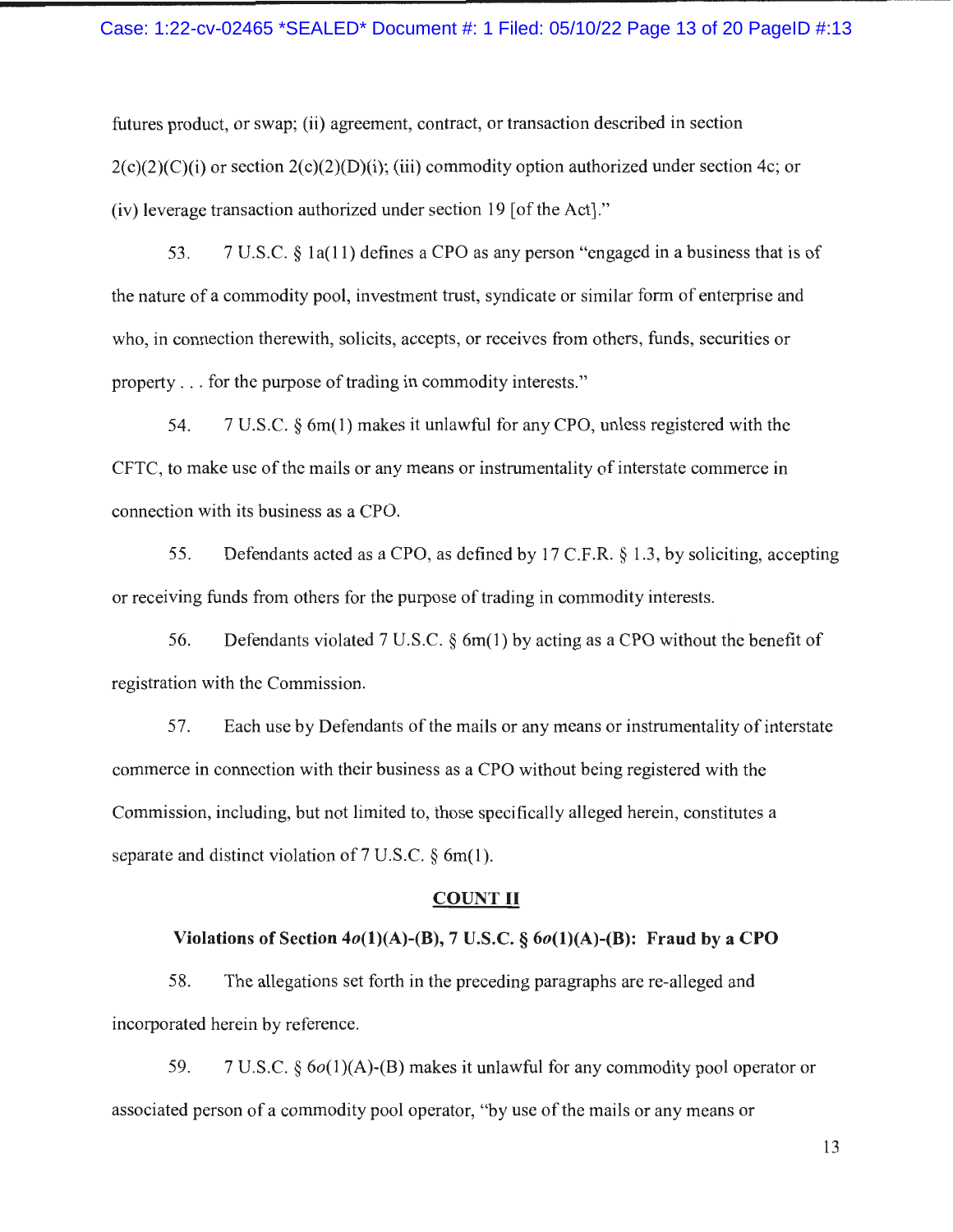futures product, or swap; (ii) agreement, contract, or transaction described in section 2(c)(2)(C)(i) or section 2(c)(2)(D)(i); (iii) commodity option authorized under section 4c; or (iv) leverage transaction authorized under section 19 [of the Act]."

53. 7 U.S.C. § 1a(11) defines a CPO as any person "engaged in a business that is of the nature of a commodity pool, investment trust, syndicate or similar form of enterprise and who, in connection therewith, solicits, accepts, or receives from others, funds, securities or property . . . for the purpose of trading in commodity interests."

54. 7 U.S.C. § 6m(1) makes it unlawful for any CPO, unless registered with the CFTC, to make use of the mails or any means or instrumentality of interstate commerce in connection with its business as a CPO.

55. Defendants acted as a CPO, as defined by 17 C.F.R. § 1.3, by soliciting, accepting or receiving funds from others for the purpose of trading in commodity interests.

56. Defendants violated 7 U.S.C. § 6m(1) by acting as a CPO without the benefit of registration with the Commission.

57. Each use by Defendants of the mails or any means or instrumentality of interstate commerce in connection with their business as a CPO without being registered with the Commission, including, but not limited to, those specifically alleged herein, constitutes a separate and distinct violation of 7 U.S.C. § 6m(1).

## COUNT II

### Violations of Section 4*o*(1)(A)-(B), 7 U.S.C. § 6*o*(1)(A)-(B): Fraud by a CPO

58. The allegations set forth in the preceding paragraphs are re-alleged and incorporated herein by reference.

59. 7 U.S.C. § 6*o*(1)(A)-(B) makes it unlawful for any commodity pool operator or associated person of a commodity pool operator, "by use of the mails or any means or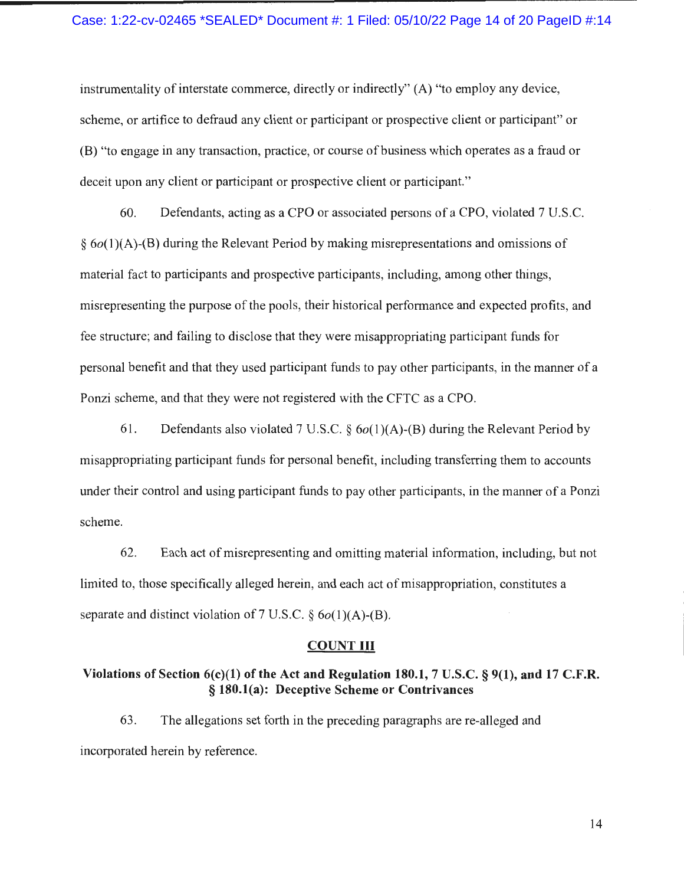instrumentality of interstate commerce, directly or indirectly" (A) "to employ any device, scheme, or artifice to defraud any client or participant or prospective client or participant" or (B) "to engage in any transaction, practice, or course of business which operates as a fraud or deceit upon any client or participant or prospective client or participant."

60. Defendants, acting as a CPO or associated persons of a CPO, violated 7 U.S.C. § 6*o*(1)(A)-(B) during the Relevant Period by making misrepresentations and omissions of material fact to participants and prospective participants, including, among other things, misrepresenting the purpose of the pools, their historical performance and expected profits, and fee structure; and failing to disclose that they were misappropriating participant funds for personal benefit and that they used participant funds to pay other participants, in the manner of a Ponzi scheme, and that they were not registered with the CFTC as a CPO.

61. Defendants also violated 7 U.S.C. § 6*o*(1)(A)-(B) during the Relevant Period by misappropriating participant funds for personal benefit, including transferring them to accounts under their control and using participant funds to pay other participants, in the manner of a Ponzi scheme.

62. Each act of misrepresenting and omitting material information, including, but not limited to, those specifically alleged herein, and each act of misappropriation, constitutes a separate and distinct violation of 7 U.S.C. § 6*o*(1)(A)-(B).

## COUNT III

### Violations of Section 6(c)(1) of the Act and Regulation 180.1, 7 U.S.C. § 9(1), and 17 C.F.R. § 180.1(a): Deceptive Scheme or Contrivances

63. The allegations set forth in the preceding paragraphs are re-alleged and incorporated herein by reference.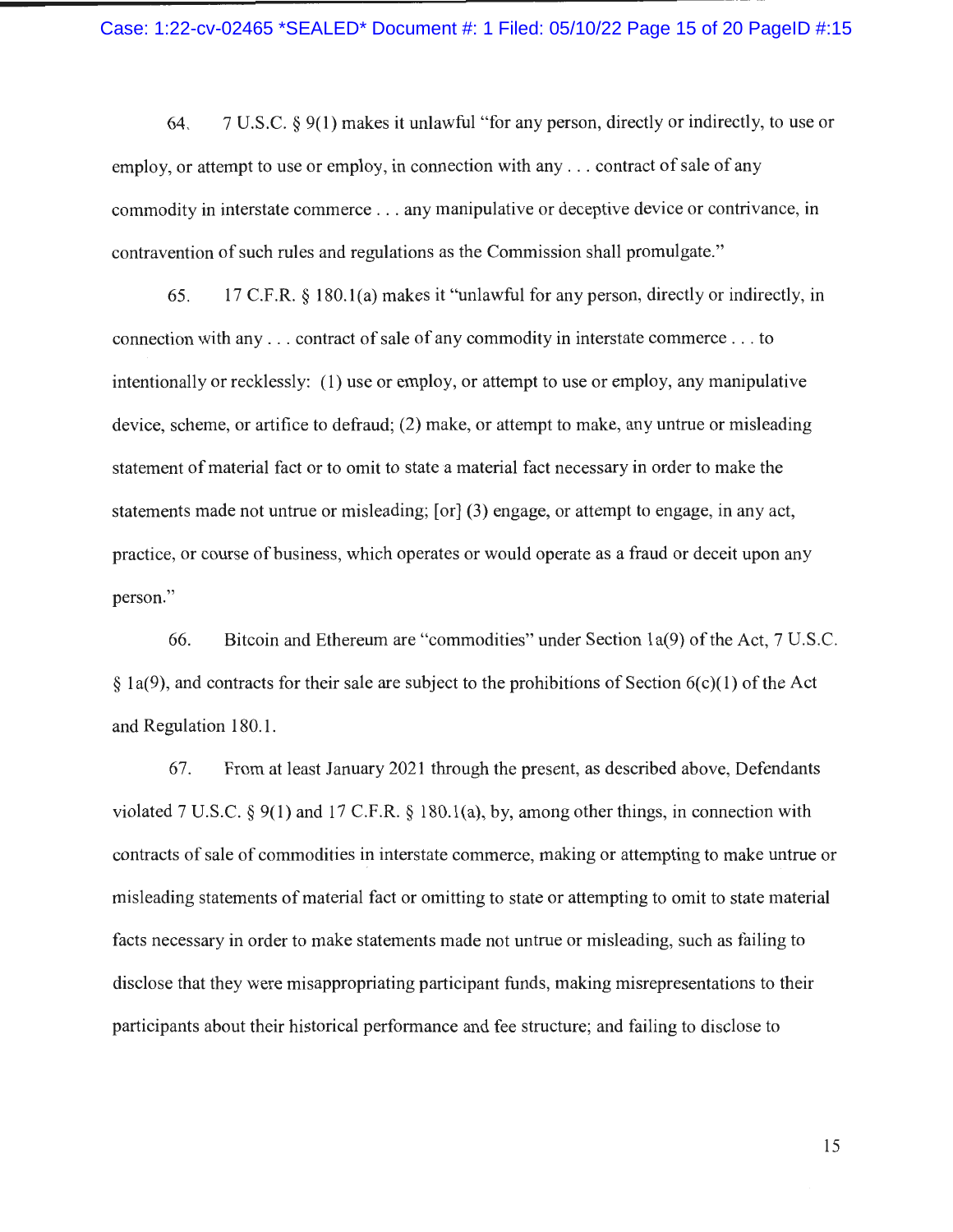64. 7 U.S.C. § 9(1) makes it unlawful "for any person, directly or indirectly, to use or employ, or attempt to use or employ, in connection with any . . . contract of sale of any commodity in interstate commerce . . . any manipulative or deceptive device or contrivance, in contravention of such rules and regulations as the Commission shall promulgate."

65. 17 C.F.R. § 180.1(a) makes it "unlawful for any person, directly or indirectly, in connection with any . . . contract of sale of any commodity in interstate commerce . . . to intentionally or recklessly: (1) use or employ, or attempt to use or employ, any manipulative device, scheme, or artifice to defraud; (2) make, or attempt to make, any untrue or misleading statement of material fact or to omit to state a material fact necessary in order to make the statements made not untrue or misleading; [or] (3) engage, or attempt to engage, in any act, practice, or course of business, which operates or would operate as a fraud or deceit upon any person."

66. Bitcoin and Ethereum are "commodities" under Section 1a(9) of the Act, 7 U.S.C. § 1a(9), and contracts for their sale are subject to the prohibitions of Section 6(c)(1) of the Act and Regulation 180.1.

67. From at least January 2021 through the present, as described above, Defendants violated 7 U.S.C. § 9(1) and 17 C.F.R. § 180.1(a), by, among other things, in connection with contracts of sale of commodities in interstate commerce, making or attempting to make untrue or misleading statements of material fact or omitting to state or attempting to omit to state material facts necessary in order to make statements made not untrue or misleading, such as failing to disclose that they were misappropriating participant funds, making misrepresentations to their participants about their historical performance and fee structure; and failing to disclose to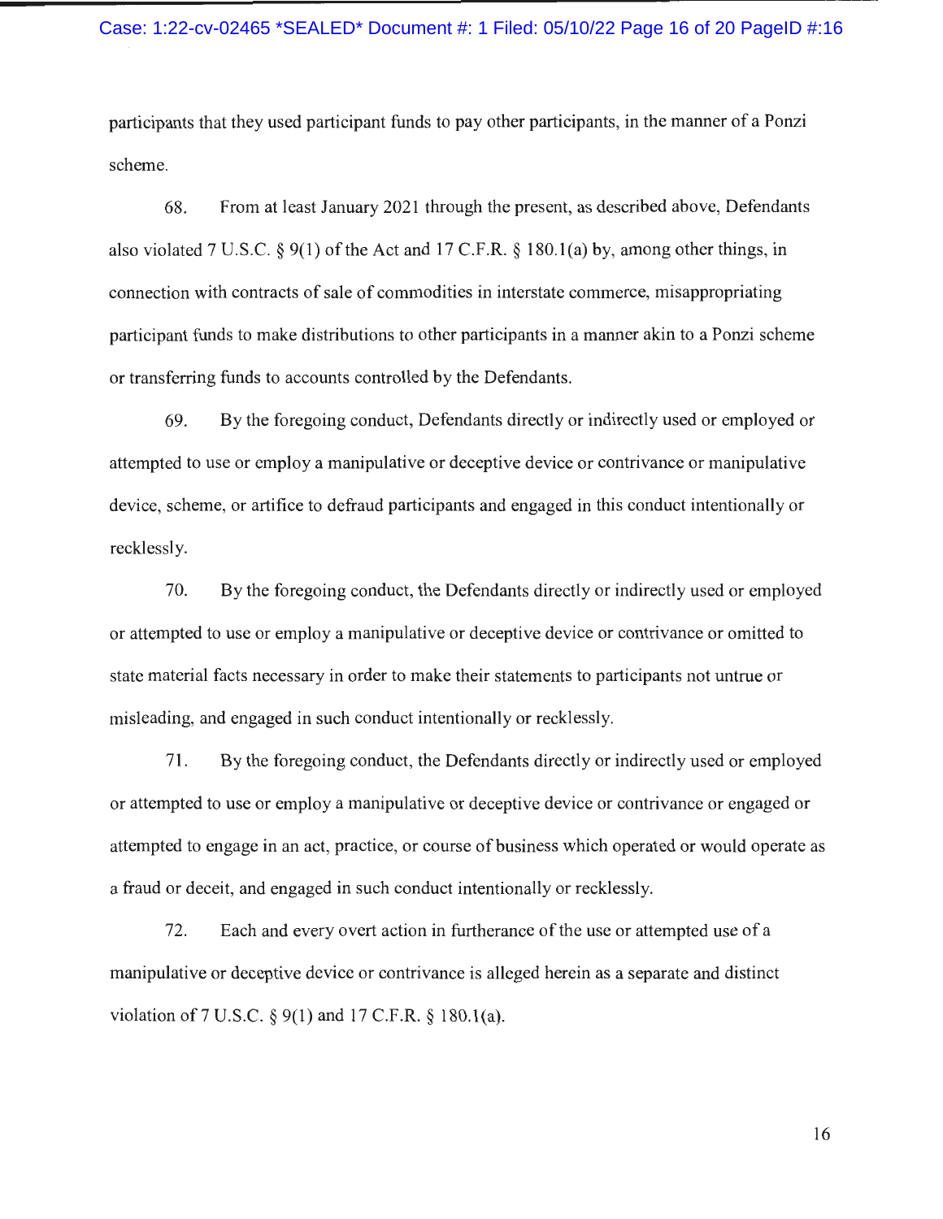participants that they used participant funds to pay other participants, in the manner of a Ponzi scheme.

68. From at least January 2021 through the present, as described above, Defendants also violated 7 U.S.C. § 9(1) of the Act and 17 C.F.R. § 180.1(a) by, among other things, in connection with contracts of sale of commodities in interstate commerce, misappropriating participant funds to make distributions to other participants in a manner akin to a Ponzi scheme or transferring funds to accounts controlled by the Defendants.

69. By the foregoing conduct, Defendants directly or indirectly used or employed or attempted to use or employ a manipulative or deceptive device or contrivance or manipulative device, scheme, or artifice to defraud participants and engaged in this conduct intentionally or recklessly.

70. By the foregoing conduct, the Defendants directly or indirectly used or employed or attempted to use or employ a manipulative or deceptive device or contrivance or omitted to state material facts necessary in order to make their statements to participants not untrue or misleading, and engaged in such conduct intentionally or recklessly.

71. By the foregoing conduct, the Defendants directly or indirectly used or employed or attempted to use or employ a manipulative or deceptive device or contrivance or engaged or attempted to engage in an act, practice, or course of business which operated or would operate as a fraud or deceit, and engaged in such conduct intentionally or recklessly.

72. Each and every overt action in furtherance of the use or attempted use of a manipulative or deceptive device or contrivance is alleged herein as a separate and distinct violation of 7 U.S.C. § 9(1) and 17 C.F.R. § 180.1(a).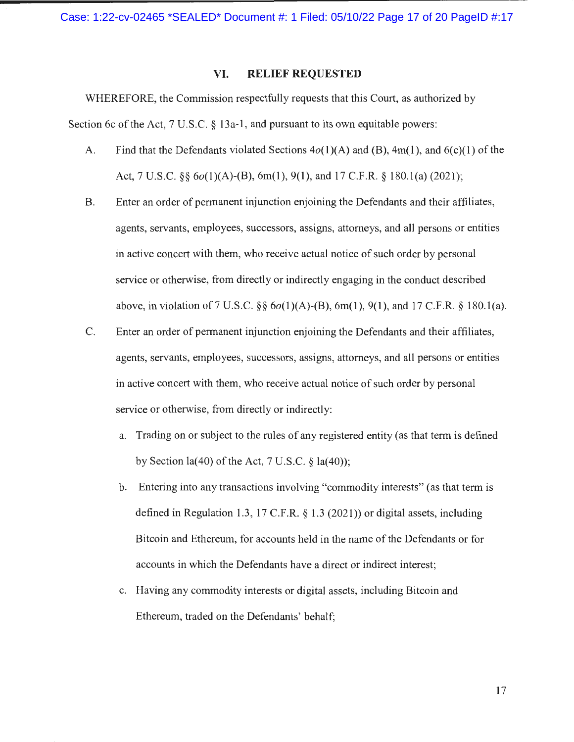## VI. RELIEF REQUESTED

WHEREFORE, the Commission respectfully requests that this Court, as authorized by Section 6c of the Act, 7 U.S.C. § 13a-1, and pursuant to its own equitable powers:

A. Find that the Defendants violated Sections 4*o*(1)(A) and (B), 4m(1), and 6(c)(1) of the Act, 7 U.S.C. §§ 6*o*(1)(A)-(B), 6m(1), 9(1), and 17 C.F.R. § 180.1(a) (2021);

B. Enter an order of permanent injunction enjoining the Defendants and their affiliates, agents, servants, employees, successors, assigns, attorneys, and all persons or entities in active concert with them, who receive actual notice of such order by personal service or otherwise, from directly or indirectly engaging in the conduct described above, in violation of 7 U.S.C. §§ 6*o*(1)(A)-(B), 6m(1), 9(1), and 17 C.F.R. § 180.1(a).

C. Enter an order of permanent injunction enjoining the Defendants and their affiliates, agents, servants, employees, successors, assigns, attorneys, and all persons or entities in active concert with them, who receive actual notice of such order by personal service or otherwise, from directly or indirectly:

   a. Trading on or subject to the rules of any registered entity (as that term is defined by Section 1a(40) of the Act, 7 U.S.C. § 1a(40));

   b. Entering into any transactions involving "commodity interests" (as that term is defined in Regulation 1.3, 17 C.F.R. § 1.3 (2021)) or digital assets, including Bitcoin and Ethereum, for accounts held in the name of the Defendants or for accounts in which the Defendants have a direct or indirect interest;

   c. Having any commodity interests or digital assets, including Bitcoin and Ethereum, traded on the Defendants' behalf;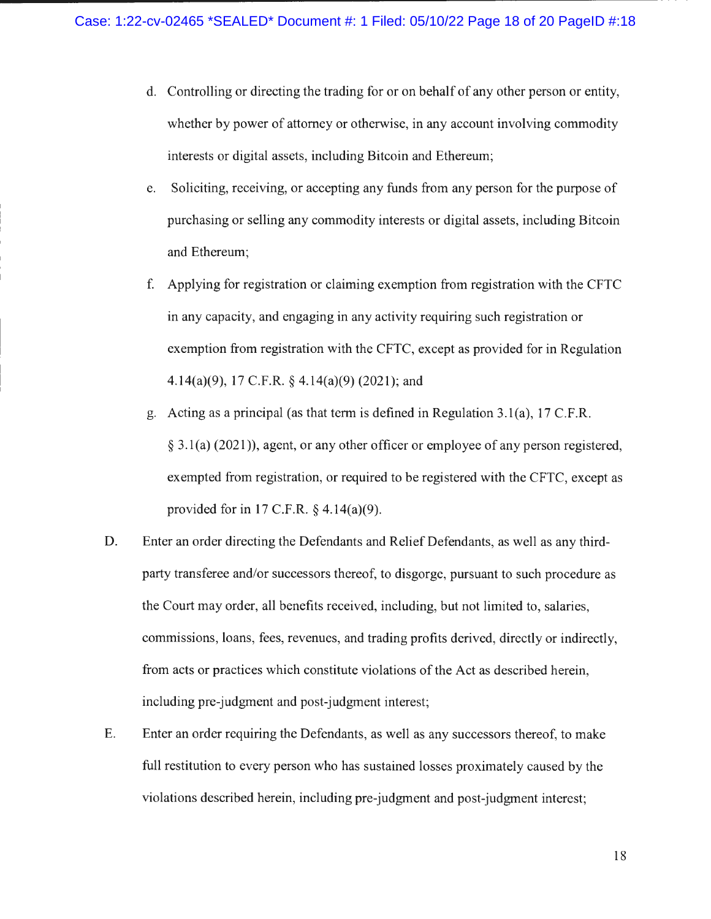d. Controlling or directing the trading for or on behalf of any other person or entity, whether by power of attorney or otherwise, in any account involving commodity interests or digital assets, including Bitcoin and Ethereum;

e. Soliciting, receiving, or accepting any funds from any person for the purpose of purchasing or selling any commodity interests or digital assets, including Bitcoin and Ethereum;

f. Applying for registration or claiming exemption from registration with the CFTC in any capacity, and engaging in any activity requiring such registration or exemption from registration with the CFTC, except as provided for in Regulation 4.14(a)(9), 17 C.F.R. § 4.14(a)(9) (2021); and

g. Acting as a principal (as that term is defined in Regulation 3.1(a), 17 C.F.R. § 3.1(a) (2021)), agent, or any other officer or employee of any person registered, exempted from registration, or required to be registered with the CFTC, except as provided for in 17 C.F.R. § 4.14(a)(9).

D. Enter an order directing the Defendants and Relief Defendants, as well as any third-party transferee and/or successors thereof, to disgorge, pursuant to such procedure as the Court may order, all benefits received, including, but not limited to, salaries, commissions, loans, fees, revenues, and trading profits derived, directly or indirectly, from acts or practices which constitute violations of the Act as described herein, including pre-judgment and post-judgment interest;

E. Enter an order requiring the Defendants, as well as any successors thereof, to make full restitution to every person who has sustained losses proximately caused by the violations described herein, including pre-judgment and post-judgment interest;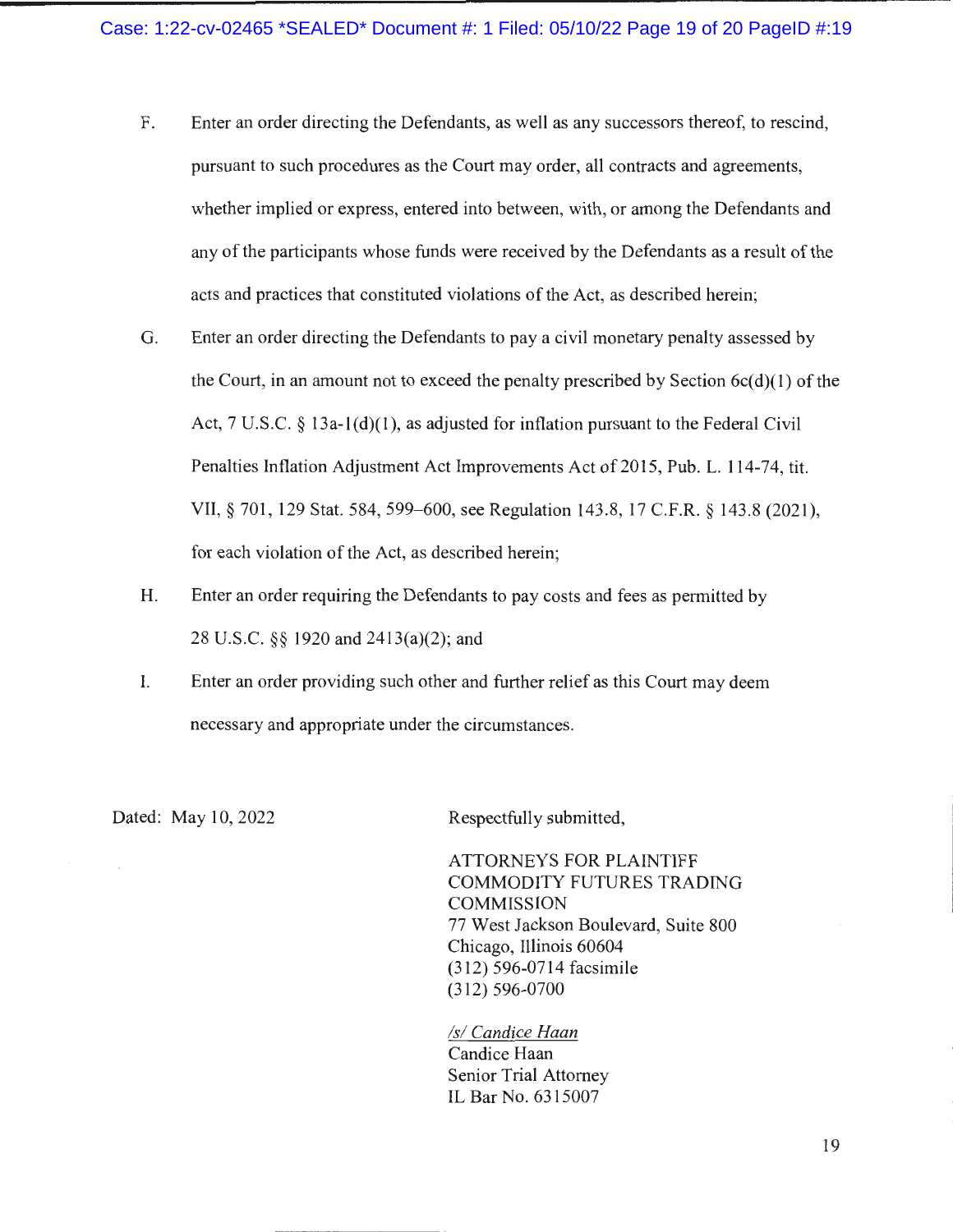F. Enter an order directing the Defendants, as well as any successors thereof, to rescind, pursuant to such procedures as the Court may order, all contracts and agreements, whether implied or express, entered into between, with, or among the Defendants and any of the participants whose funds were received by the Defendants as a result of the acts and practices that constituted violations of the Act, as described herein;

G. Enter an order directing the Defendants to pay a civil monetary penalty assessed by the Court, in an amount not to exceed the penalty prescribed by Section 6c(d)(1) of the Act, 7 U.S.C. § 13a-1(d)(1), as adjusted for inflation pursuant to the Federal Civil Penalties Inflation Adjustment Act Improvements Act of 2015, Pub. L. 114-74, tit. VII, § 701, 129 Stat. 584, 599–600, see Regulation 143.8, 17 C.F.R. § 143.8 (2021), for each violation of the Act, as described herein;

H. Enter an order requiring the Defendants to pay costs and fees as permitted by 28 U.S.C. §§ 1920 and 2413(a)(2); and

I. Enter an order providing such other and further relief as this Court may deem necessary and appropriate under the circumstances.

Dated: May 10, 2022

Respectfully submitted,

ATTORNEYS FOR PLAINTIFF
COMMODITY FUTURES TRADING
COMMISSION
77 West Jackson Boulevard, Suite 800
Chicago, Illinois 60604
(312) 596-0714 facsimile
(312) 596-0700

*/s/ Candice Haan*
Candice Haan
Senior Trial Attorney
IL Bar No. 6315007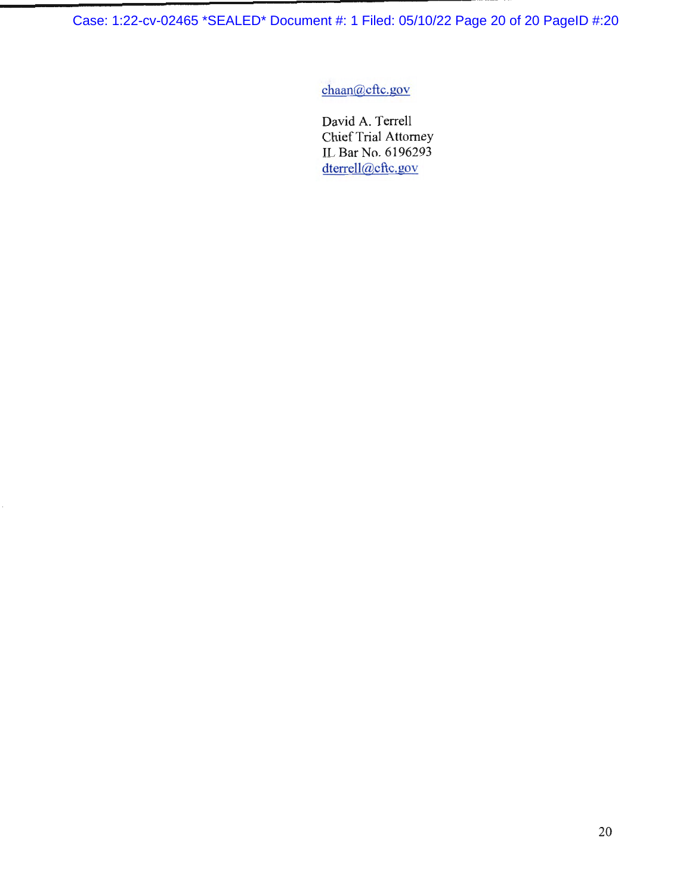chaan@cftc.gov

David A. Terrell
Chief Trial Attorney
IL Bar No. 6196293
dterrell@cftc.gov